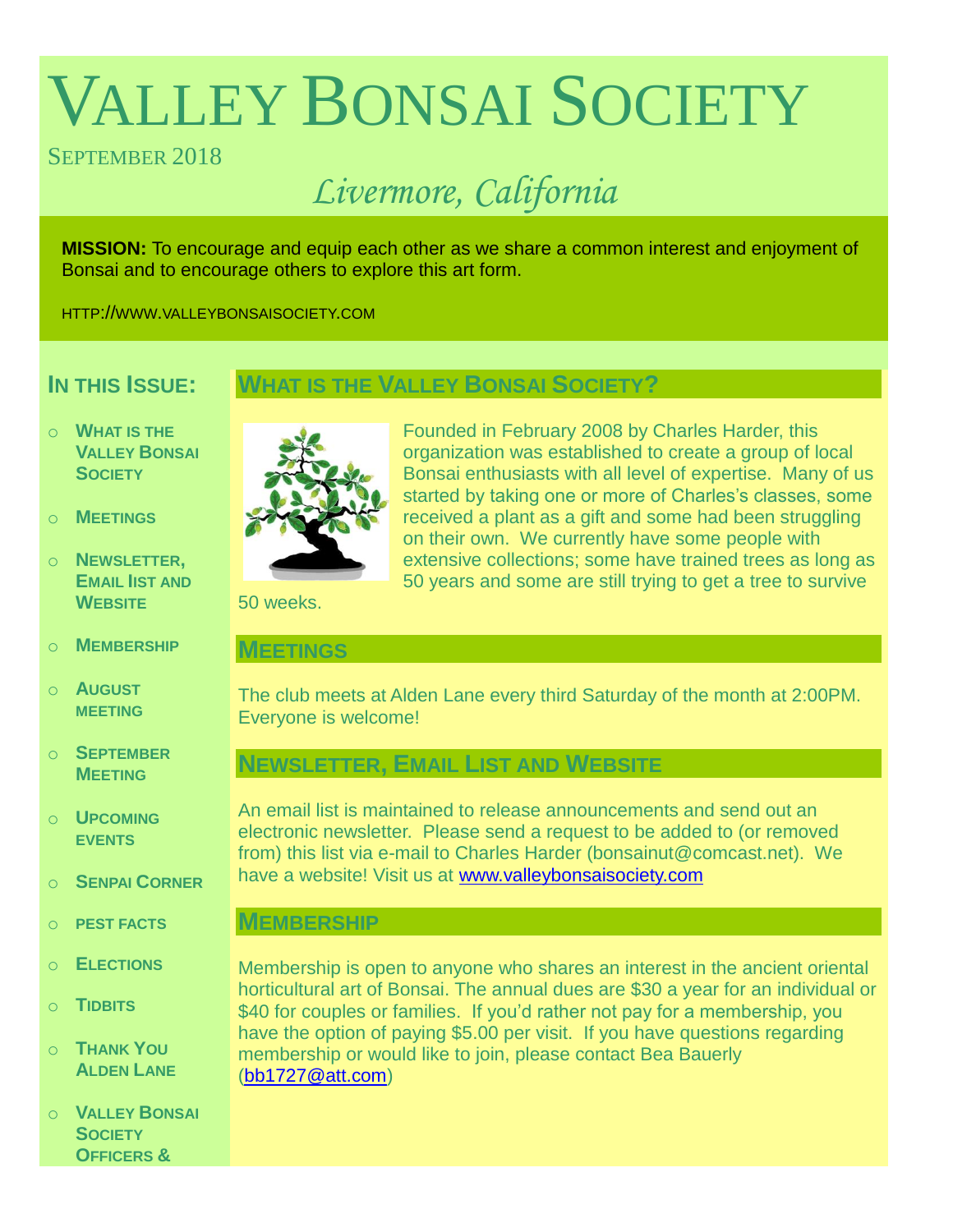# Valley Bonsai Society

September 2018

*Livermore, California*

**MISSION:** To encourage and equip each other as we share a common interest and enjoyment of Bonsai and to encourage others to explore this art form.

HTTP://WWW.VALLEYBONSAISOCIETY.COM

## In this Issue:

- What is the Valley Bonsai Society
- Meetings
- Newsletter, Email list and Website
- Membership
- August meeting
- September Meeting
- Upcoming events
- Senpai Corner
- pest facts
- Elections
- Tidbits
- Thank You Alden Lane
- Valley Bonsai Society Officers &

## What is the Valley Bonsai Society?

Founded in February 2008 by Charles Harder, this organization was established to create a group of local Bonsai enthusiasts with all level of expertise. Many of us started by taking one or more of Charles's classes, some received a plant as a gift and some had been struggling on their own. We currently have some people with extensive collections; some have trained trees as long as 50 years and some are still trying to get a tree to survive 50 weeks.

## Meetings

The club meets at Alden Lane every third Saturday of the month at 2:00PM. Everyone is welcome!

## Newsletter, Email List and Website

An email list is maintained to release announcements and send out an electronic newsletter. Please send a request to be added to (or removed from) this list via e-mail to Charles Harder (bonsainut@comcast.net). We have a website! Visit us at www.valleybonsaisociety.com

## Membership

Membership is open to anyone who shares an interest in the ancient oriental horticultural art of Bonsai. The annual dues are $30 a year for an individual or $40 for couples or families. If you'd rather not pay for a membership, you have the option of paying $5.00 per visit. If you have questions regarding membership or would like to join, please contact Bea Bauerly (bb1727@att.com)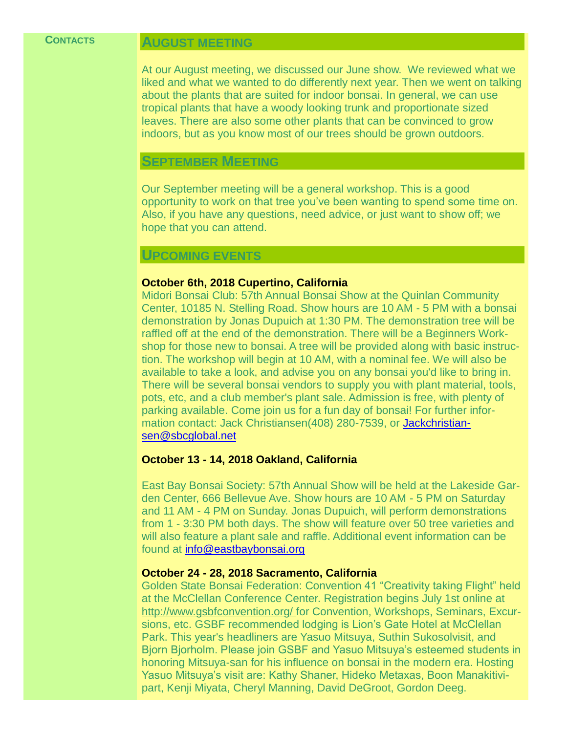**Contacts**

## August meeting

At our August meeting, we discussed our June show. We reviewed what we liked and what we wanted to do differently next year. Then we went on talking about the plants that are suited for indoor bonsai. In general, we can use tropical plants that have a woody looking trunk and proportionate sized leaves. There are also some other plants that can be convinced to grow indoors, but as you know most of our trees should be grown outdoors.

## September Meeting

Our September meeting will be a general workshop. This is a good opportunity to work on that tree you've been wanting to spend some time on. Also, if you have any questions, need advice, or just want to show off; we hope that you can attend.

## Upcoming events

**October 6th, 2018 Cupertino, California**

Midori Bonsai Club: 57th Annual Bonsai Show at the Quinlan Community Center, 10185 N. Stelling Road. Show hours are 10 AM - 5 PM with a bonsai demonstration by Jonas Dupuich at 1:30 PM. The demonstration tree will be raffled off at the end of the demonstration. There will be a Beginners Workshop for those new to bonsai. A tree will be provided along with basic instruction. The workshop will begin at 10 AM, with a nominal fee. We will also be available to take a look, and advise you on any bonsai you'd like to bring in. There will be several bonsai vendors to supply you with plant material, tools, pots, etc, and a club member's plant sale. Admission is free, with plenty of parking available. Come join us for a fun day of bonsai! For further information contact: Jack Christiansen(408) 280-7539, or Jackchristiansen@sbcglobal.net

**October 13 - 14, 2018 Oakland, California**

East Bay Bonsai Society: 57th Annual Show will be held at the Lakeside Garden Center, 666 Bellevue Ave. Show hours are 10 AM - 5 PM on Saturday and 11 AM - 4 PM on Sunday. Jonas Dupuich, will perform demonstrations from 1 - 3:30 PM both days. The show will feature over 50 tree varieties and will also feature a plant sale and raffle. Additional event information can be found at info@eastbaybonsai.org

**October 24 - 28, 2018 Sacramento, California**

Golden State Bonsai Federation: Convention 41 "Creativity taking Flight" held at the McClellan Conference Center. Registration begins July 1st online at http://www.gsbfconvention.org/ for Convention, Workshops, Seminars, Excursions, etc. GSBF recommended lodging is Lion's Gate Hotel at McClellan Park. This year's headliners are Yasuo Mitsuya, Suthin Sukosolvisit, and Bjorn Bjorholm. Please join GSBF and Yasuo Mitsuya's esteemed students in honoring Mitsuya-san for his influence on bonsai in the modern era. Hosting Yasuo Mitsuya's visit are: Kathy Shaner, Hideko Metaxas, Boon Manakitivipart, Kenji Miyata, Cheryl Manning, David DeGroot, Gordon Deeg.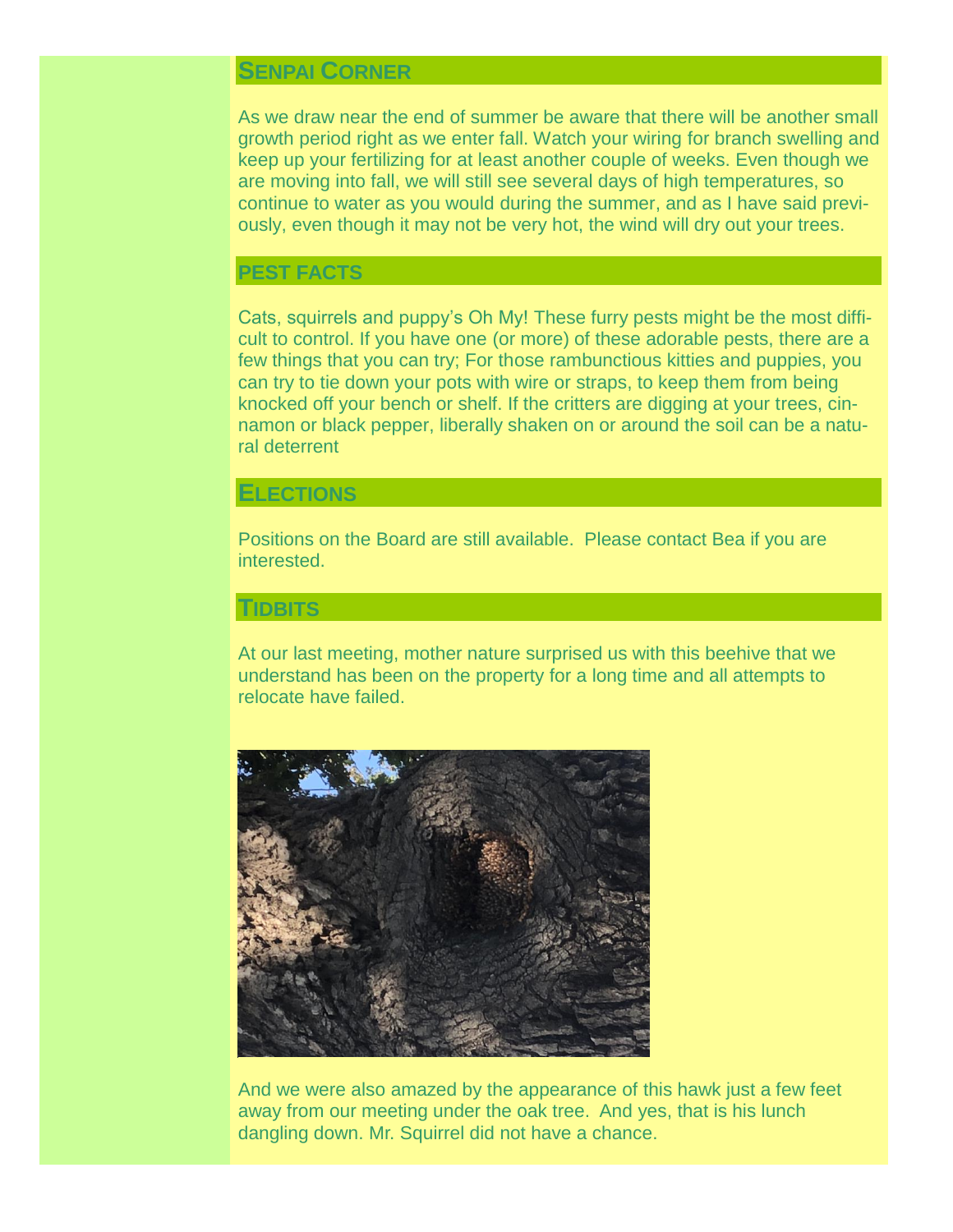## Senpai Corner

As we draw near the end of summer be aware that there will be another small growth period right as we enter fall. Watch your wiring for branch swelling and keep up your fertilizing for at least another couple of weeks. Even though we are moving into fall, we will still see several days of high temperatures, so continue to water as you would during the summer, and as I have said previously, even though it may not be very hot, the wind will dry out your trees.

## PEST FACTS

Cats, squirrels and puppy's Oh My! These furry pests might be the most difficult to control. If you have one (or more) of these adorable pests, there are a few things that you can try; For those rambunctious kitties and puppies, you can try to tie down your pots with wire or straps, to keep them from being knocked off your bench or shelf. If the critters are digging at your trees, cinnamon or black pepper, liberally shaken on or around the soil can be a natural deterrent

## Elections

Positions on the Board are still available. Please contact Bea if you are interested.

## Tidbits

At our last meeting, mother nature surprised us with this beehive that we understand has been on the property for a long time and all attempts to relocate have failed.

And we were also amazed by the appearance of this hawk just a few feet away from our meeting under the oak tree. And yes, that is his lunch dangling down. Mr. Squirrel did not have a chance.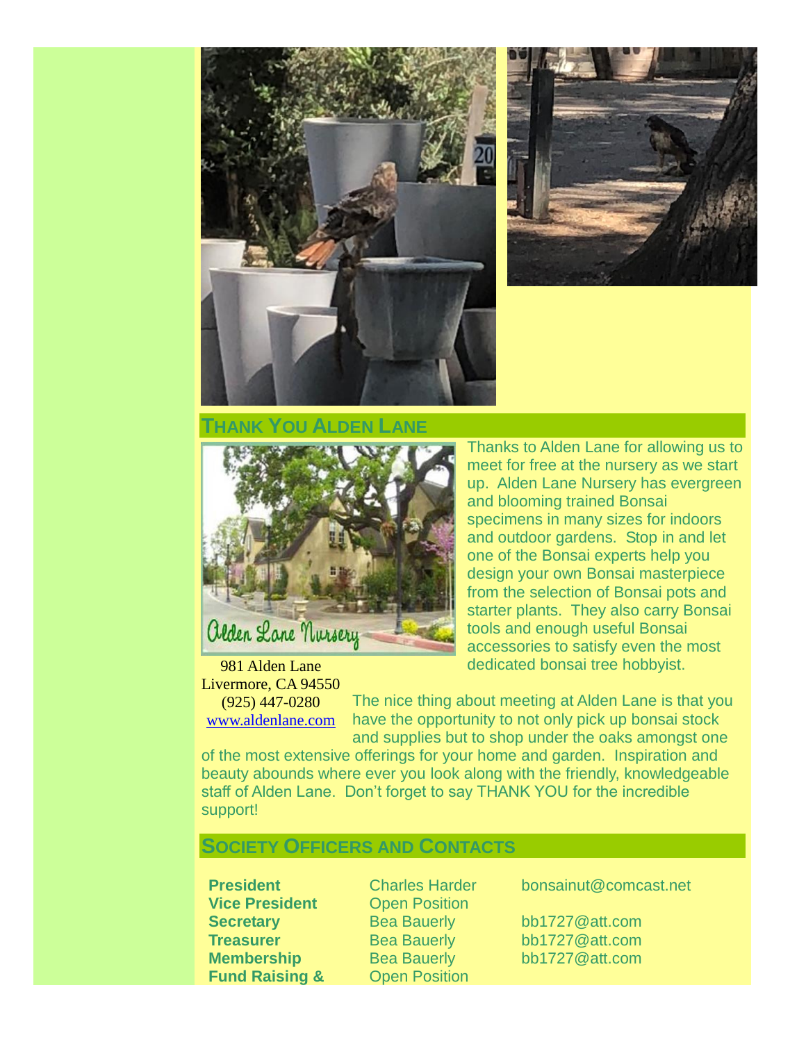## THANK YOU ALDEN LANE

Thanks to Alden Lane for allowing us to meet for free at the nursery as we start up. Alden Lane Nursery has evergreen and blooming trained Bonsai specimens in many sizes for indoors and outdoor gardens. Stop in and let one of the Bonsai experts help you design your own Bonsai masterpiece from the selection of Bonsai pots and starter plants. They also carry Bonsai tools and enough useful Bonsai accessories to satisfy even the most dedicated bonsai tree hobbyist.

981 Alden Lane
Livermore, CA 94550
(925) 447-0280
www.aldenlane.com

The nice thing about meeting at Alden Lane is that you have the opportunity to not only pick up bonsai stock and supplies but to shop under the oaks amongst one of the most extensive offerings for your home and garden. Inspiration and beauty abounds where ever you look along with the friendly, knowledgeable staff of Alden Lane. Don't forget to say THANK YOU for the incredible support!

## SOCIETY OFFICERS AND CONTACTS

| | | |
|---|---|---|
| **President** | Charles Harder | bonsainut@comcast.net |
| **Vice President** | Open Position | |
| **Secretary** | Bea Bauerly | bb1727@att.com |
| **Treasurer** | Bea Bauerly | bb1727@att.com |
| **Membership** | Bea Bauerly | bb1727@att.com |
| **Fund Raising &** | Open Position | |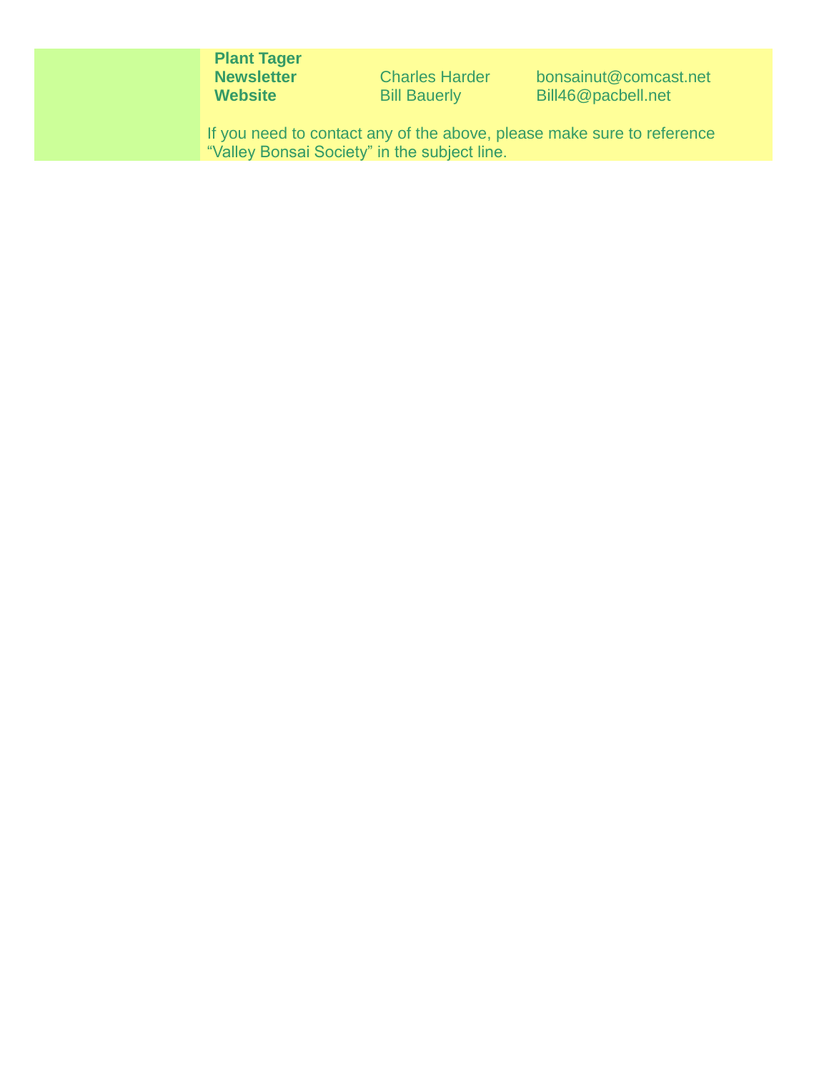| | | |
|---|---|---|
| **Plant Tager** | | |
| **Newsletter** | Charles Harder | bonsainut@comcast.net |
| **Website** | Bill Bauerly | Bill46@pacbell.net |

If you need to contact any of the above, please make sure to reference "Valley Bonsai Society" in the subject line.